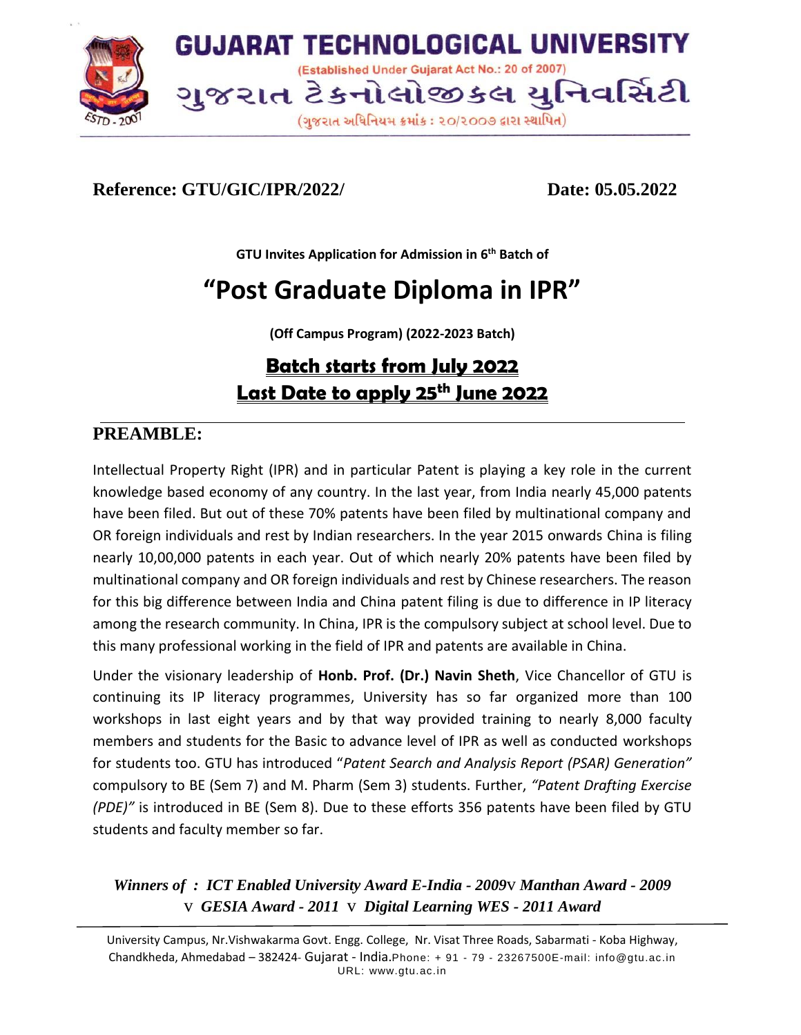Reference: GTU/GIC/IPR/2022/ **Date: 05.05.2022**

**GTU Invites Application for Admission in 6th Batch of**

# "Post Graduate Diploma in IPR"

**(Off Campus Program) (2022-2023 Batch)**

## Batch starts from July 2022
## Last Date to apply 25th June 2022

## PREAMBLE:

Intellectual Property Right (IPR) and in particular Patent is playing a key role in the current knowledge based economy of any country. In the last year, from India nearly 45,000 patents have been filed. But out of these 70% patents have been filed by multinational company and OR foreign individuals and rest by Indian researchers. In the year 2015 onwards China is filing nearly 10,00,000 patents in each year. Out of which nearly 20% patents have been filed by multinational company and OR foreign individuals and rest by Chinese researchers. The reason for this big difference between India and China patent filing is due to difference in IP literacy among the research community. In China, IPR is the compulsory subject at school level. Due to this many professional working in the field of IPR and patents are available in China.

Under the visionary leadership of **Honb. Prof. (Dr.) Navin Sheth**, Vice Chancellor of GTU is continuing its IP literacy programmes, University has so far organized more than 100 workshops in last eight years and by that way provided training to nearly 8,000 faculty members and students for the Basic to advance level of IPR as well as conducted workshops for students too. GTU has introduced "*Patent Search and Analysis Report (PSAR) Generation"* compulsory to BE (Sem 7) and M. Pharm (Sem 3) students. Further, *"Patent Drafting Exercise (PDE)"* is introduced in BE (Sem 8). Due to these efforts 356 patents have been filed by GTU students and faculty member so far.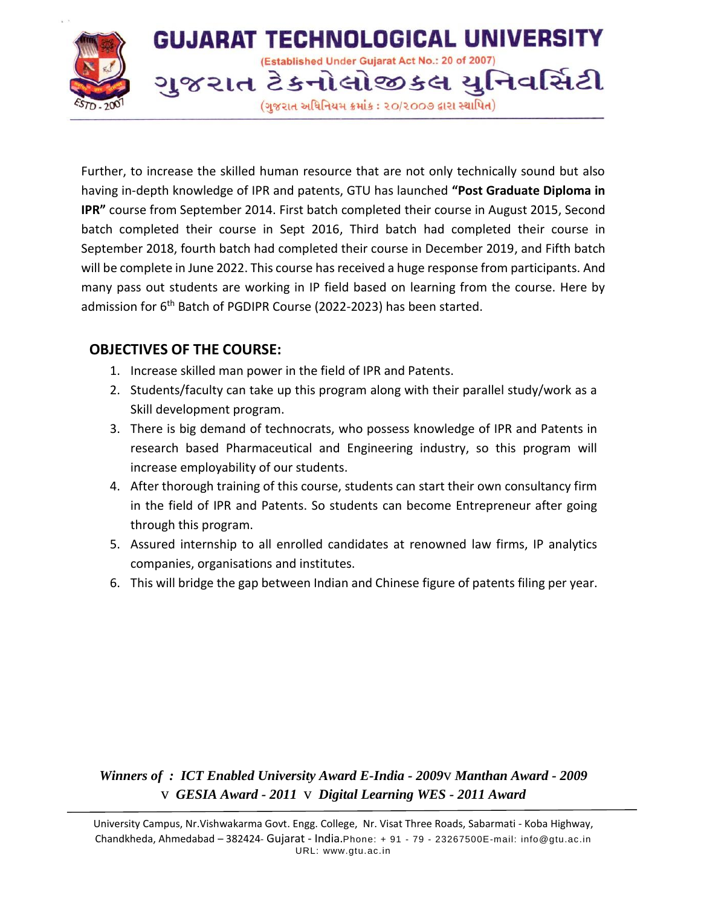Further, to increase the skilled human resource that are not only technically sound but also having in-depth knowledge of IPR and patents, GTU has launched **"Post Graduate Diploma in IPR"** course from September 2014. First batch completed their course in August 2015, Second batch completed their course in Sept 2016, Third batch had completed their course in September 2018, fourth batch had completed their course in December 2019, and Fifth batch will be complete in June 2022. This course has received a huge response from participants. And many pass out students are working in IP field based on learning from the course. Here by admission for 6th Batch of PGDIPR Course (2022-2023) has been started.

## OBJECTIVES OF THE COURSE:

1. Increase skilled man power in the field of IPR and Patents.
2. Students/faculty can take up this program along with their parallel study/work as a Skill development program.
3. There is big demand of technocrats, who possess knowledge of IPR and Patents in research based Pharmaceutical and Engineering industry, so this program will increase employability of our students.
4. After thorough training of this course, students can start their own consultancy firm in the field of IPR and Patents. So students can become Entrepreneur after going through this program.
5. Assured internship to all enrolled candidates at renowned law firms, IP analytics companies, organisations and institutes.
6. This will bridge the gap between Indian and Chinese figure of patents filing per year.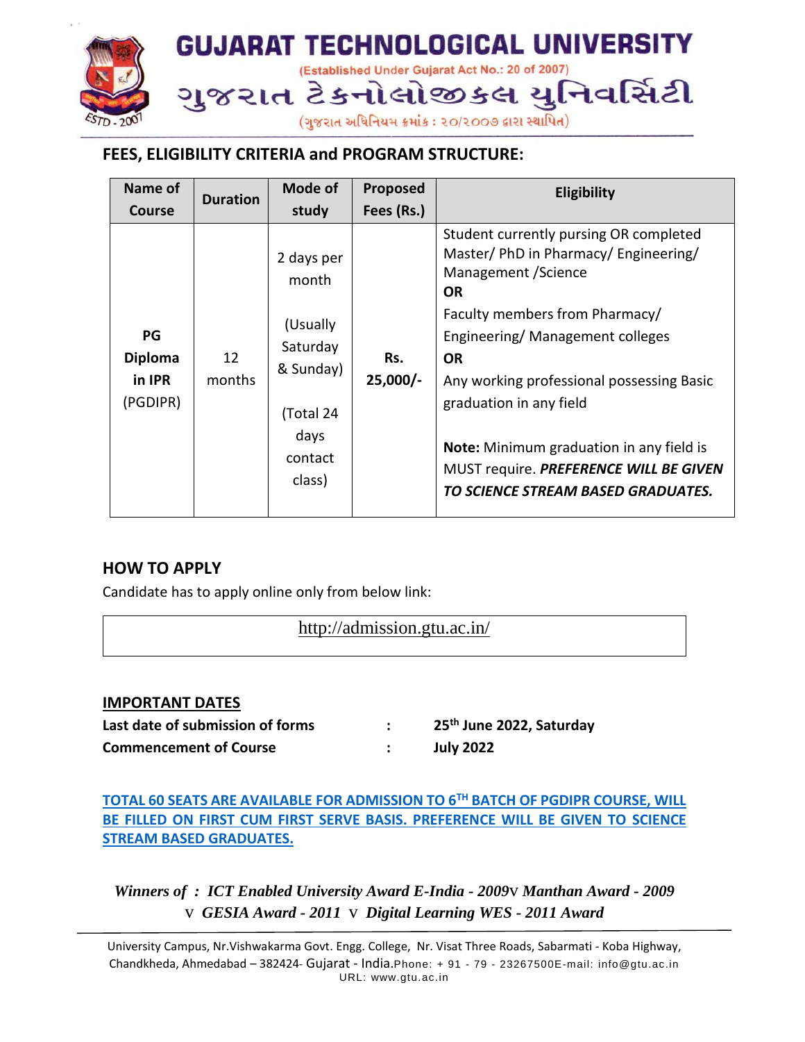## FEES, ELIGIBILITY CRITERIA and PROGRAM STRUCTURE:

| Name of Course | Duration | Mode of study | Proposed Fees (Rs.) | Eligibility |
|---|---|---|---|---|
| **PG Diploma in IPR** (PGDIPR) | 12 months | 2 days per month (Usually Saturday & Sunday) (Total 24 days contact class) | **Rs. 25,000/-** | Student currently pursing OR completed Master/ PhD in Pharmacy/ Engineering/ Management /Science **OR** Faculty members from Pharmacy/ Engineering/ Management colleges **OR** Any working professional possessing Basic graduation in any field **Note:** Minimum graduation in any field is MUST require. ***PREFERENCE WILL BE GIVEN TO SCIENCE STREAM BASED GRADUATES.*** |

## HOW TO APPLY

Candidate has to apply online only from below link:

http://admission.gtu.ac.in/

## IMPORTANT DATES

**Last date of submission of forms : 25th June 2022, Saturday**

**Commencement of Course : July 2022**

**TOTAL 60 SEATS ARE AVAILABLE FOR ADMISSION TO 6TH BATCH OF PGDIPR COURSE, WILL BE FILLED ON FIRST CUM FIRST SERVE BASIS. PREFERENCE WILL BE GIVEN TO SCIENCE STREAM BASED GRADUATES.**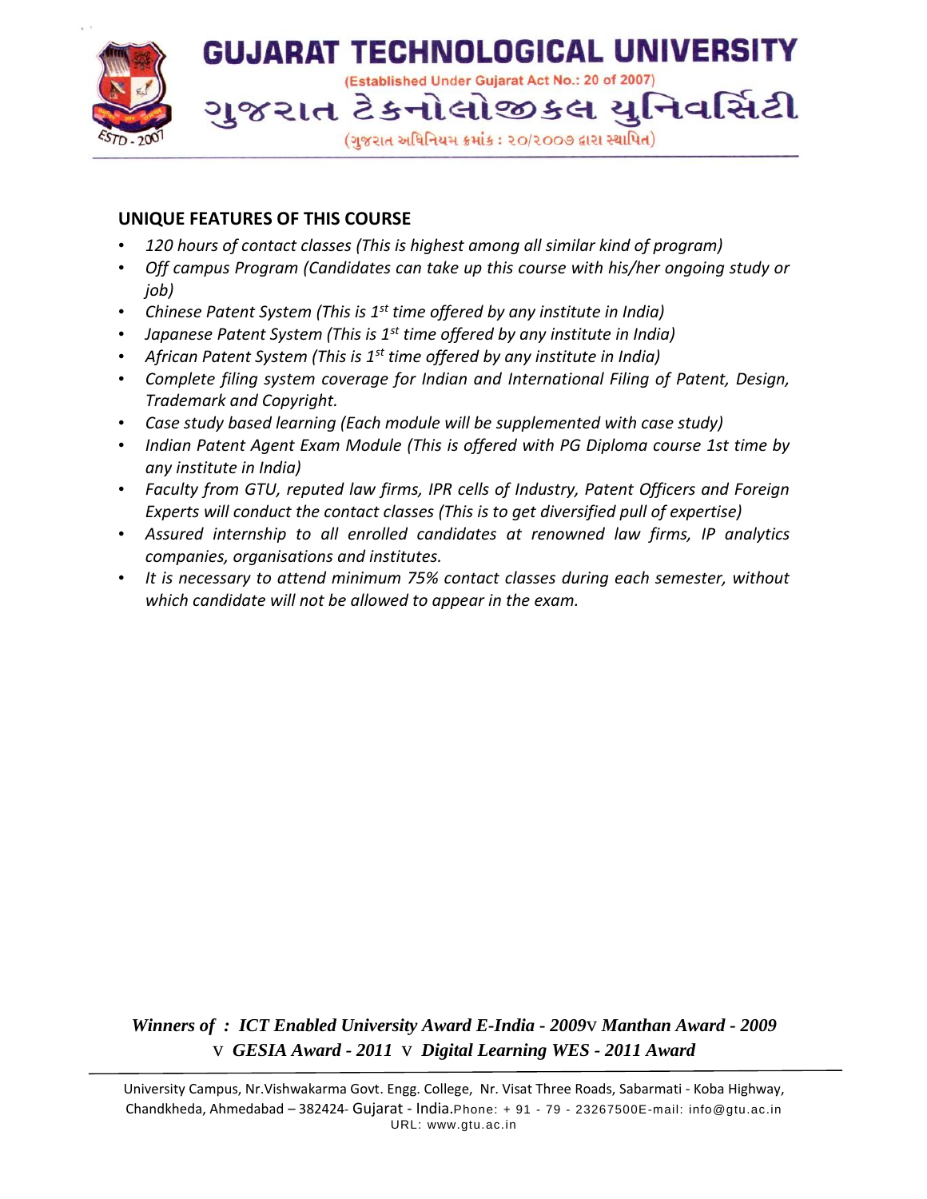## UNIQUE FEATURES OF THIS COURSE

- *120 hours of contact classes (This is highest among all similar kind of program)*
- *Off campus Program (Candidates can take up this course with his/her ongoing study or job)*
- *Chinese Patent System (This is 1st time offered by any institute in India)*
- *Japanese Patent System (This is 1st time offered by any institute in India)*
- *African Patent System (This is 1st time offered by any institute in India)*
- *Complete filing system coverage for Indian and International Filing of Patent, Design, Trademark and Copyright.*
- *Case study based learning (Each module will be supplemented with case study)*
- *Indian Patent Agent Exam Module (This is offered with PG Diploma course 1st time by any institute in India)*
- *Faculty from GTU, reputed law firms, IPR cells of Industry, Patent Officers and Foreign Experts will conduct the contact classes (This is to get diversified pull of expertise)*
- *Assured internship to all enrolled candidates at renowned law firms, IP analytics companies, organisations and institutes.*
- *It is necessary to attend minimum 75% contact classes during each semester, without which candidate will not be allowed to appear in the exam.*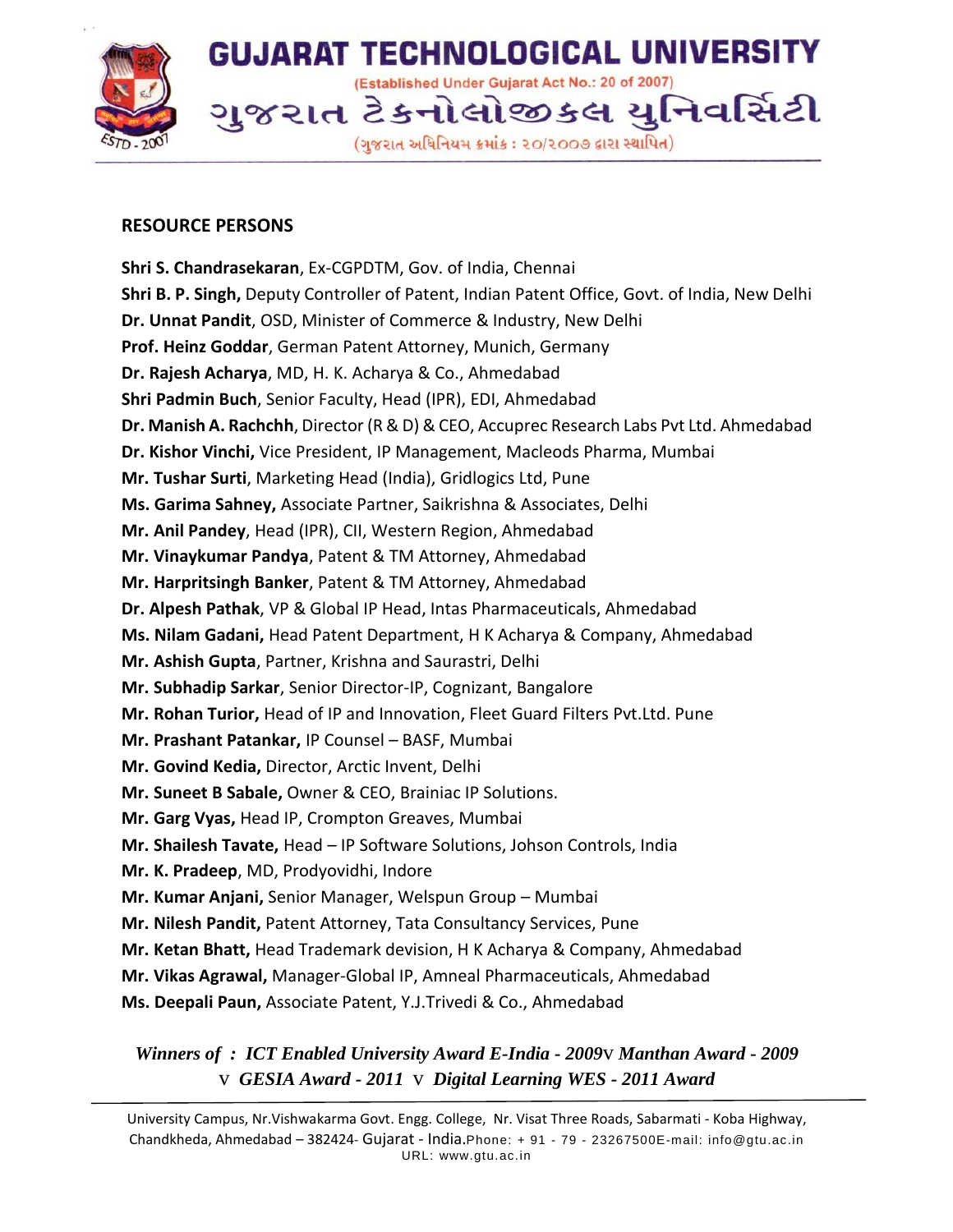**RESOURCE PERSONS**

**Shri S. Chandrasekaran**, Ex-CGPDTM, Gov. of India, Chennai
**Shri B. P. Singh,** Deputy Controller of Patent, Indian Patent Office, Govt. of India, New Delhi
**Dr. Unnat Pandit**, OSD, Minister of Commerce & Industry, New Delhi
**Prof. Heinz Goddar**, German Patent Attorney, Munich, Germany
**Dr. Rajesh Acharya**, MD, H. K. Acharya & Co., Ahmedabad
**Shri Padmin Buch**, Senior Faculty, Head (IPR), EDI, Ahmedabad
**Dr. Manish A. Rachchh**, Director (R & D) & CEO, Accuprec Research Labs Pvt Ltd. Ahmedabad
**Dr. Kishor Vinchi,** Vice President, IP Management, Macleods Pharma, Mumbai
**Mr. Tushar Surti**, Marketing Head (India), Gridlogics Ltd, Pune
**Ms. Garima Sahney,** Associate Partner, Saikrishna & Associates, Delhi
**Mr. Anil Pandey**, Head (IPR), CII, Western Region, Ahmedabad
**Mr. Vinaykumar Pandya**, Patent & TM Attorney, Ahmedabad
**Mr. Harpritsingh Banker**, Patent & TM Attorney, Ahmedabad
**Dr. Alpesh Pathak**, VP & Global IP Head, Intas Pharmaceuticals, Ahmedabad
**Ms. Nilam Gadani,** Head Patent Department, H K Acharya & Company, Ahmedabad
**Mr. Ashish Gupta**, Partner, Krishna and Saurastri, Delhi
**Mr. Subhadip Sarkar**, Senior Director-IP, Cognizant, Bangalore
**Mr. Rohan Turior,** Head of IP and Innovation, Fleet Guard Filters Pvt.Ltd. Pune
**Mr. Prashant Patankar,** IP Counsel – BASF, Mumbai
**Mr. Govind Kedia,** Director, Arctic Invent, Delhi
**Mr. Suneet B Sabale,** Owner & CEO, Brainiac IP Solutions.
**Mr. Garg Vyas,** Head IP, Crompton Greaves, Mumbai
**Mr. Shailesh Tavate,** Head – IP Software Solutions, Johson Controls, India
**Mr. K. Pradeep**, MD, Prodyovidhi, Indore
**Mr. Kumar Anjani,** Senior Manager, Welspun Group – Mumbai
**Mr. Nilesh Pandit,** Patent Attorney, Tata Consultancy Services, Pune
**Mr. Ketan Bhatt,** Head Trademark devision, H K Acharya & Company, Ahmedabad
**Mr. Vikas Agrawal,** Manager-Global IP, Amneal Pharmaceuticals, Ahmedabad
**Ms. Deepali Paun,** Associate Patent, Y.J.Trivedi & Co., Ahmedabad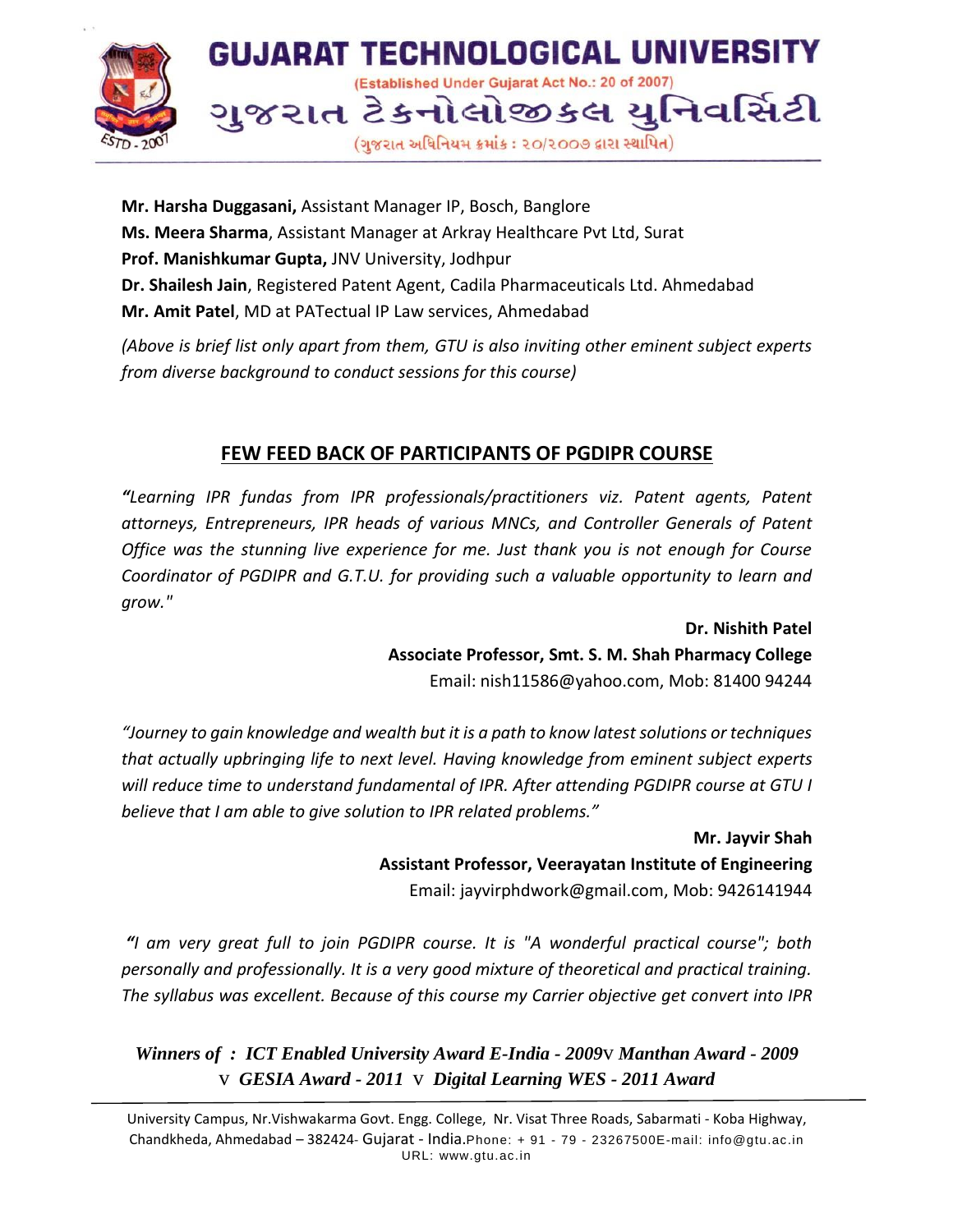**Mr. Harsha Duggasani,** Assistant Manager IP, Bosch, Banglore
**Ms. Meera Sharma**, Assistant Manager at Arkray Healthcare Pvt Ltd, Surat
**Prof. Manishkumar Gupta,** JNV University, Jodhpur
**Dr. Shailesh Jain**, Registered Patent Agent, Cadila Pharmaceuticals Ltd. Ahmedabad
**Mr. Amit Patel**, MD at PATectual IP Law services, Ahmedabad

*(Above is brief list only apart from them, GTU is also inviting other eminent subject experts from diverse background to conduct sessions for this course)*

## FEW FEED BACK OF PARTICIPANTS OF PGDIPR COURSE

*"Learning IPR fundas from IPR professionals/practitioners viz. Patent agents, Patent attorneys, Entrepreneurs, IPR heads of various MNCs, and Controller Generals of Patent Office was the stunning live experience for me. Just thank you is not enough for Course Coordinator of PGDIPR and G.T.U. for providing such a valuable opportunity to learn and grow."*

**Dr. Nishith Patel**
**Associate Professor, Smt. S. M. Shah Pharmacy College**
Email: nish11586@yahoo.com, Mob: 81400 94244

*"Journey to gain knowledge and wealth but it is a path to know latest solutions or techniques that actually upbringing life to next level. Having knowledge from eminent subject experts will reduce time to understand fundamental of IPR. After attending PGDIPR course at GTU I believe that I am able to give solution to IPR related problems."*

**Mr. Jayvir Shah**
**Assistant Professor, Veerayatan Institute of Engineering**
Email: jayvirphdwork@gmail.com, Mob: 9426141944

*"I am very great full to join PGDIPR course. It is "A wonderful practical course"; both personally and professionally. It is a very good mixture of theoretical and practical training. The syllabus was excellent. Because of this course my Carrier objective get convert into IPR*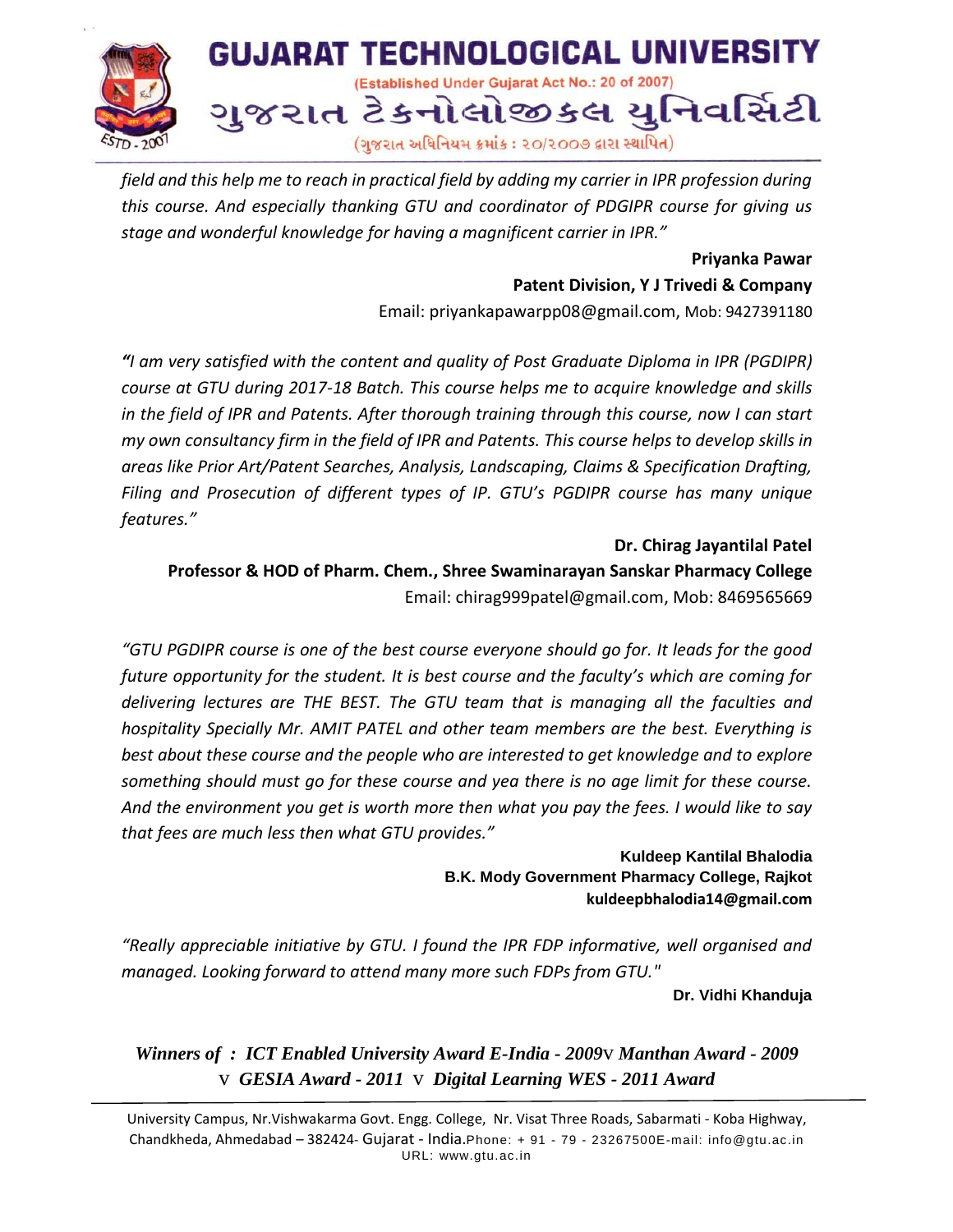*field and this help me to reach in practical field by adding my carrier in IPR profession during this course. And especially thanking GTU and coordinator of PDGIPR course for giving us stage and wonderful knowledge for having a magnificent carrier in IPR."*

**Priyanka Pawar**
**Patent Division, Y J Trivedi & Company**
Email: priyankapawarpp08@gmail.com, Mob: 9427391180

*"I am very satisfied with the content and quality of Post Graduate Diploma in IPR (PGDIPR) course at GTU during 2017-18 Batch. This course helps me to acquire knowledge and skills in the field of IPR and Patents. After thorough training through this course, now I can start my own consultancy firm in the field of IPR and Patents. This course helps to develop skills in areas like Prior Art/Patent Searches, Analysis, Landscaping, Claims & Specification Drafting, Filing and Prosecution of different types of IP. GTU's PGDIPR course has many unique features."*

**Dr. Chirag Jayantilal Patel**
**Professor & HOD of Pharm. Chem., Shree Swaminarayan Sanskar Pharmacy College**
Email: chirag999patel@gmail.com, Mob: 8469565669

*"GTU PGDIPR course is one of the best course everyone should go for. It leads for the good future opportunity for the student. It is best course and the faculty's which are coming for delivering lectures are THE BEST. The GTU team that is managing all the faculties and hospitality Specially Mr. AMIT PATEL and other team members are the best. Everything is best about these course and the people who are interested to get knowledge and to explore something should must go for these course and yea there is no age limit for these course. And the environment you get is worth more then what you pay the fees. I would like to say that fees are much less then what GTU provides."*

**Kuldeep Kantilal Bhalodia**
**B.K. Mody Government Pharmacy College, Rajkot**
**kuldeepbhalodia14@gmail.com**

*"Really appreciable initiative by GTU. I found the IPR FDP informative, well organised and managed. Looking forward to attend many more such FDPs from GTU."*

**Dr. Vidhi Khanduja**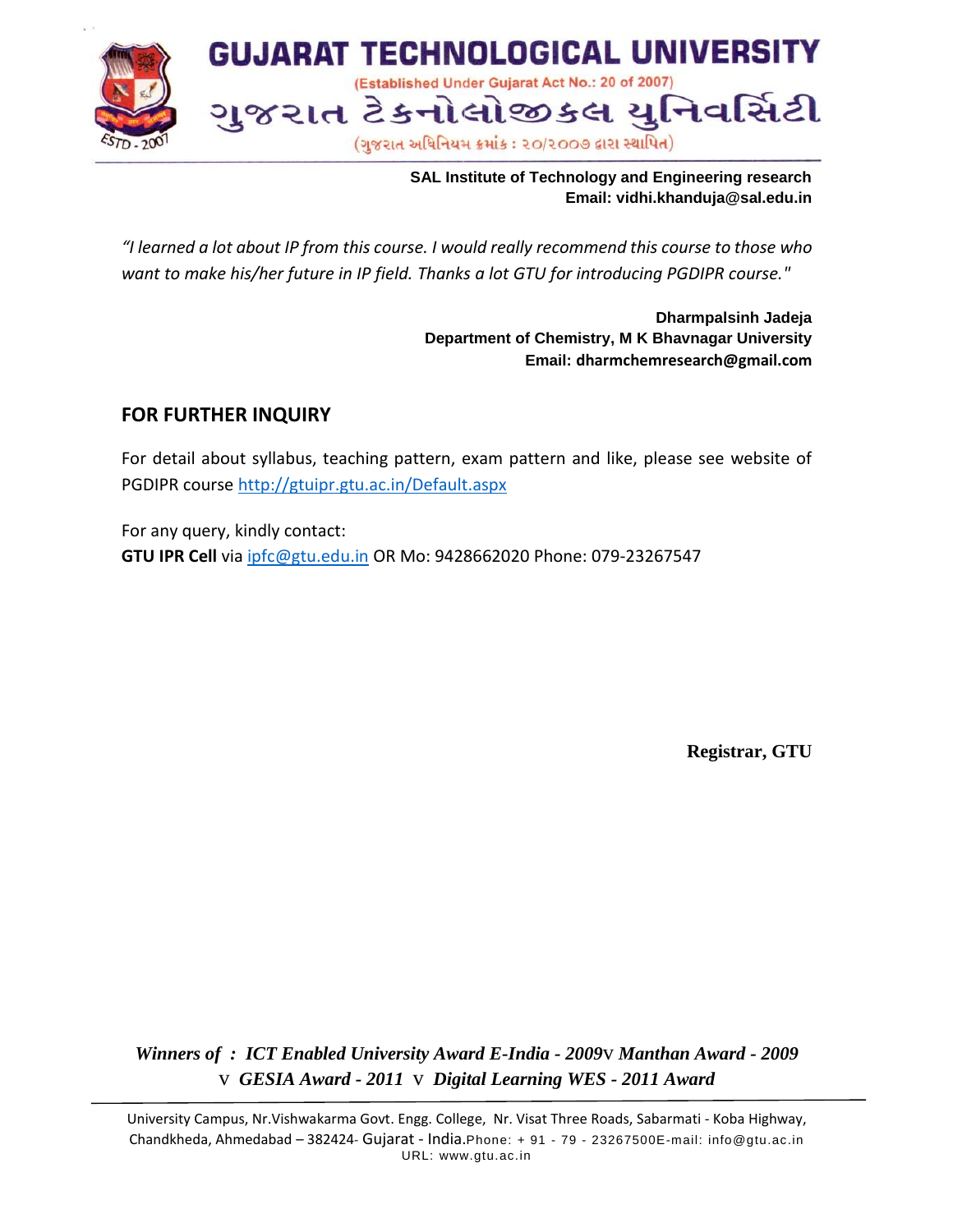**SAL Institute of Technology and Engineering research**
**Email: vidhi.khanduja@sal.edu.in**

*"I learned a lot about IP from this course. I would really recommend this course to those who want to make his/her future in IP field. Thanks a lot GTU for introducing PGDIPR course."*

**Dharmpalsinh Jadeja**
**Department of Chemistry, M K Bhavnagar University**
**Email: dharmchemresearch@gmail.com**

## FOR FURTHER INQUIRY

For detail about syllabus, teaching pattern, exam pattern and like, please see website of PGDIPR course http://gtuipr.gtu.ac.in/Default.aspx

For any query, kindly contact:
**GTU IPR Cell** via ipfc@gtu.edu.in OR Mo: 9428662020 Phone: 079-23267547

**Registrar, GTU**